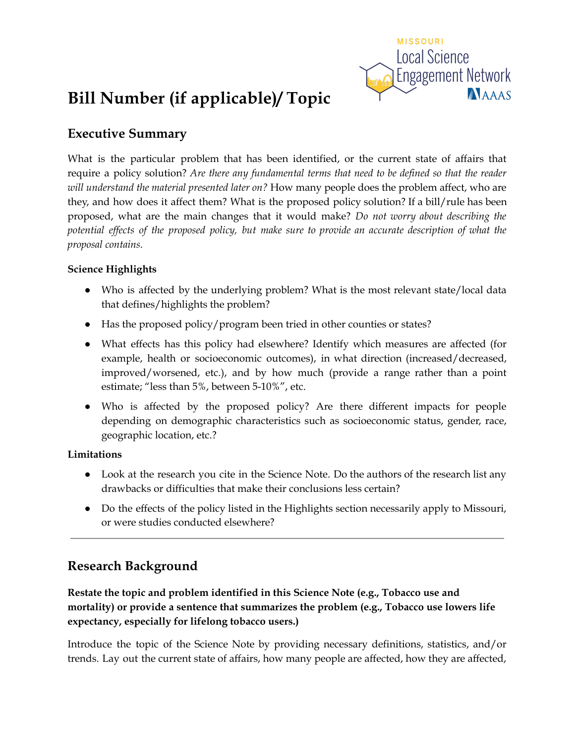# Bill Number (if applicable)/ Topic

## Executive Summary

What is the particular problem that has been identified, or the current state of affairs that require a policy solution? *Are there any fundamental terms that need to be defined so that the reader will understand the material presented later on?* How many people does the problem affect, who are they, and how does it affect them? What is the proposed policy solution? If a bill/rule has been proposed, what are the main changes that it would make? *Do not worry about describing the potential effects of the proposed policy, but make sure to provide an accurate description of what the proposal contains.*

**Science Highlights**

- Who is affected by the underlying problem? What is the most relevant state/local data that defines/highlights the problem?
- Has the proposed policy/program been tried in other counties or states?
- What effects has this policy had elsewhere? Identify which measures are affected (for example, health or socioeconomic outcomes), in what direction (increased/decreased, improved/worsened, etc.), and by how much (provide a range rather than a point estimate; "less than 5%, between 5-10%", etc.
- Who is affected by the proposed policy? Are there different impacts for people depending on demographic characteristics such as socioeconomic status, gender, race, geographic location, etc.?

**Limitations**

- Look at the research you cite in the Science Note. Do the authors of the research list any drawbacks or difficulties that make their conclusions less certain?
- Do the effects of the policy listed in the Highlights section necessarily apply to Missouri, or were studies conducted elsewhere?

---

## Research Background

**Restate the topic and problem identified in this Science Note (e.g., Tobacco use and mortality) or provide a sentence that summarizes the problem (e.g., Tobacco use lowers life expectancy, especially for lifelong tobacco users.)**

Introduce the topic of the Science Note by providing necessary definitions, statistics, and/or trends. Lay out the current state of affairs, how many people are affected, how they are affected,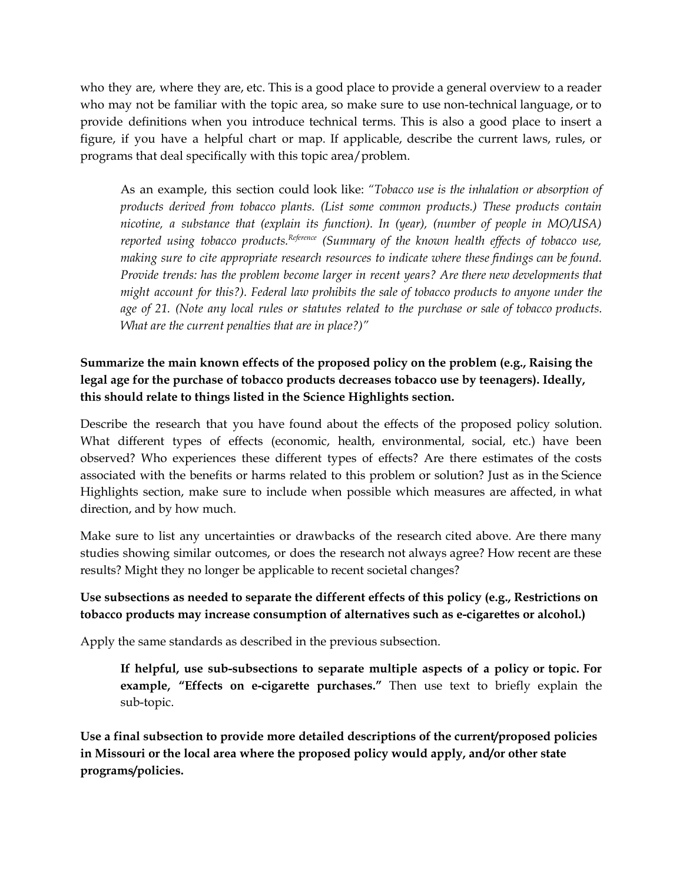who they are, where they are, etc. This is a good place to provide a general overview to a reader who may not be familiar with the topic area, so make sure to use non-technical language, or to provide definitions when you introduce technical terms. This is also a good place to insert a figure, if you have a helpful chart or map. If applicable, describe the current laws, rules, or programs that deal specifically with this topic area/problem.

> As an example, this section could look like: *"Tobacco use is the inhalation or absorption of products derived from tobacco plants. (List some common products.) These products contain nicotine, a substance that (explain its function). In (year), (number of people in MO/USA) reported using tobacco products.[Reference] (Summary of the known health effects of tobacco use, making sure to cite appropriate research resources to indicate where these findings can be found. Provide trends: has the problem become larger in recent years? Are there new developments that might account for this?). Federal law prohibits the sale of tobacco products to anyone under the age of 21. (Note any local rules or statutes related to the purchase or sale of tobacco products. What are the current penalties that are in place?)"*

**Summarize the main known effects of the proposed policy on the problem (e.g., Raising the legal age for the purchase of tobacco products decreases tobacco use by teenagers). Ideally, this should relate to things listed in the Science Highlights section.**

Describe the research that you have found about the effects of the proposed policy solution. What different types of effects (economic, health, environmental, social, etc.) have been observed? Who experiences these different types of effects? Are there estimates of the costs associated with the benefits or harms related to this problem or solution? Just as in the Science Highlights section, make sure to include when possible which measures are affected, in what direction, and by how much.

Make sure to list any uncertainties or drawbacks of the research cited above. Are there many studies showing similar outcomes, or does the research not always agree? How recent are these results? Might they no longer be applicable to recent societal changes?

**Use subsections as needed to separate the different effects of this policy (e.g., Restrictions on tobacco products may increase consumption of alternatives such as e-cigarettes or alcohol.)**

Apply the same standards as described in the previous subsection.

> **If helpful, use sub-subsections to separate multiple aspects of a policy or topic. For example, "Effects on e-cigarette purchases."** Then use text to briefly explain the sub-topic.

**Use a final subsection to provide more detailed descriptions of the current/proposed policies in Missouri or the local area where the proposed policy would apply, and/or other state programs/policies.**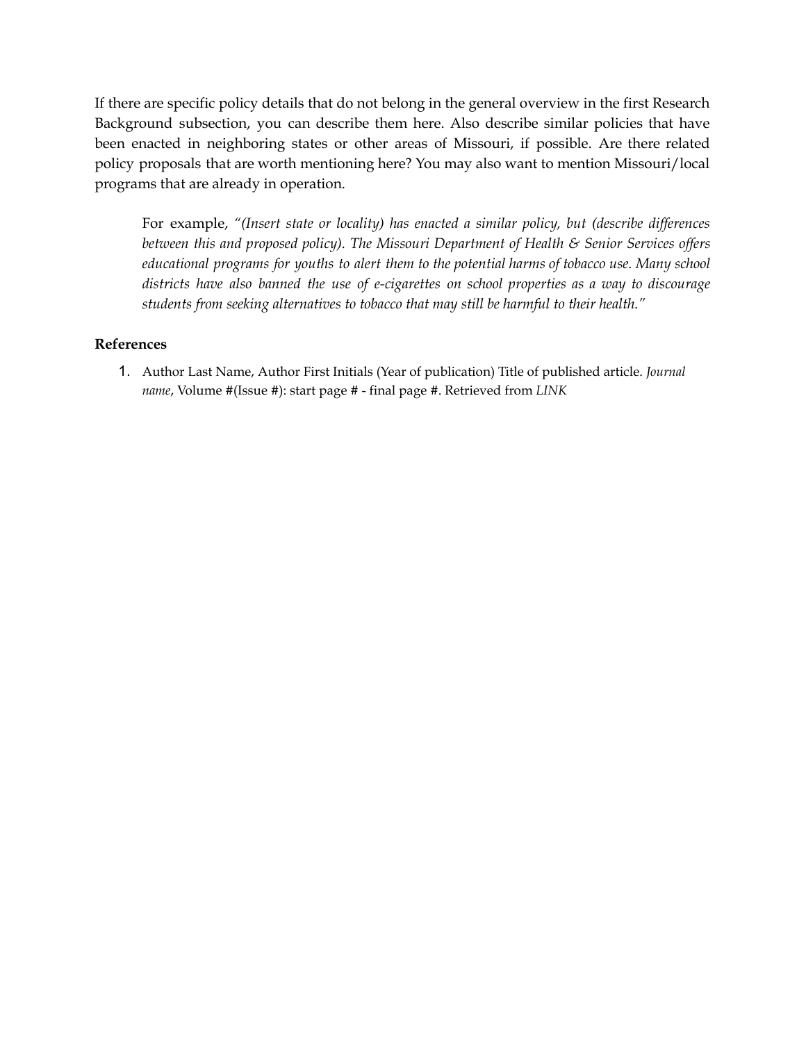If there are specific policy details that do not belong in the general overview in the first Research Background subsection, you can describe them here. Also describe similar policies that have been enacted in neighboring states or other areas of Missouri, if possible. Are there related policy proposals that are worth mentioning here? You may also want to mention Missouri/local programs that are already in operation.

> For example, *"(Insert state or locality) has enacted a similar policy, but (describe differences between this and proposed policy). The Missouri Department of Health & Senior Services offers educational programs for youths to alert them to the potential harms of tobacco use. Many school districts have also banned the use of e-cigarettes on school properties as a way to discourage students from seeking alternatives to tobacco that may still be harmful to their health."*

**References**

1. Author Last Name, Author First Initials (Year of publication) Title of published article. *Journal name*, Volume #(Issue #): start page # - final page #. Retrieved from *LINK*